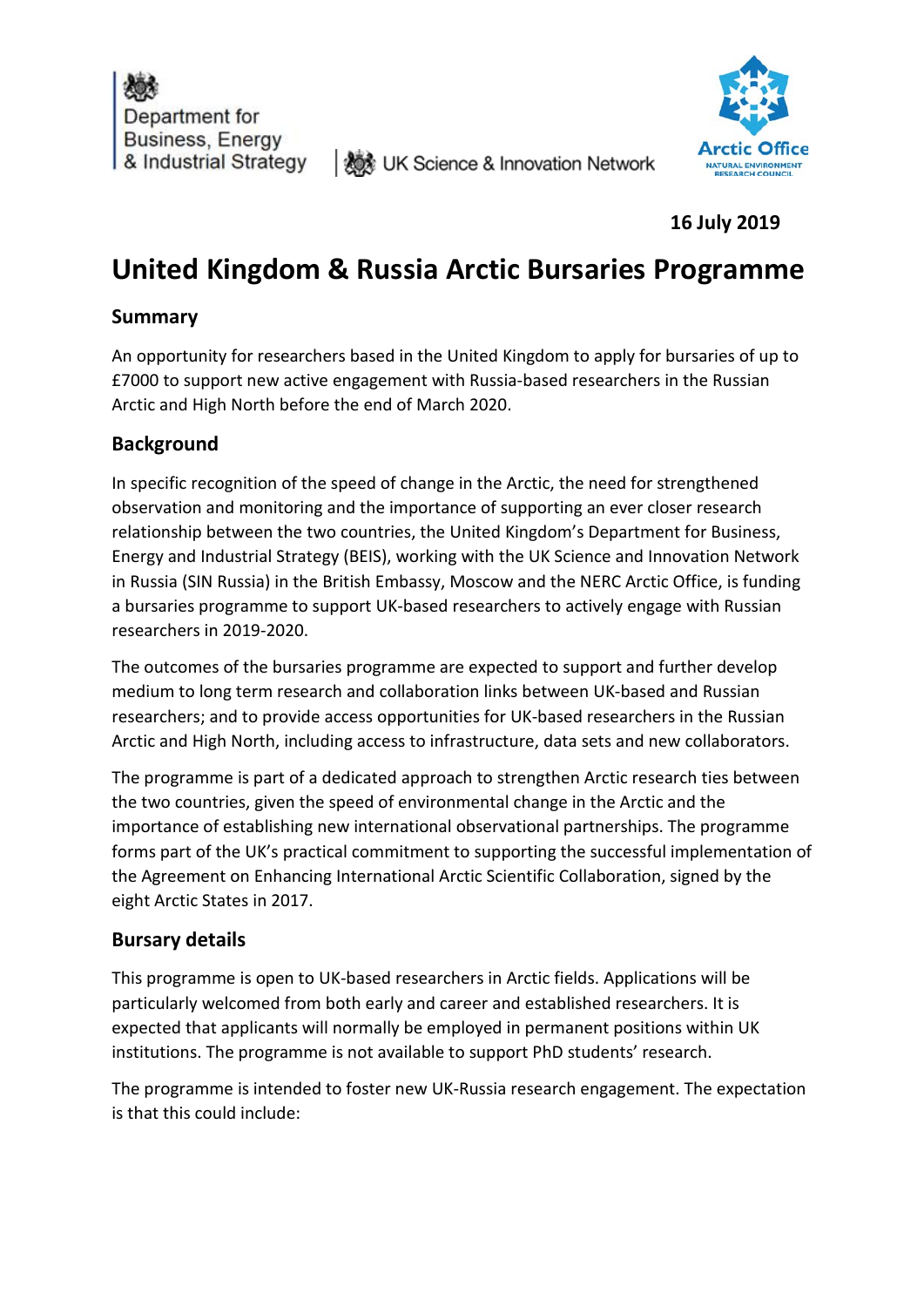Department for Business, Energy & Industrial Strategy | UK Science & Innovation Network

Arctic Office
NATURAL ENVIRONMENT RESEARCH COUNCIL

**16 July 2019**

# United Kingdom & Russia Arctic Bursaries Programme

## Summary

An opportunity for researchers based in the United Kingdom to apply for bursaries of up to £7000 to support new active engagement with Russia-based researchers in the Russian Arctic and High North before the end of March 2020.

## Background

In specific recognition of the speed of change in the Arctic, the need for strengthened observation and monitoring and the importance of supporting an ever closer research relationship between the two countries, the United Kingdom's Department for Business, Energy and Industrial Strategy (BEIS), working with the UK Science and Innovation Network in Russia (SIN Russia) in the British Embassy, Moscow and the NERC Arctic Office, is funding a bursaries programme to support UK-based researchers to actively engage with Russian researchers in 2019-2020.

The outcomes of the bursaries programme are expected to support and further develop medium to long term research and collaboration links between UK-based and Russian researchers; and to provide access opportunities for UK-based researchers in the Russian Arctic and High North, including access to infrastructure, data sets and new collaborators.

The programme is part of a dedicated approach to strengthen Arctic research ties between the two countries, given the speed of environmental change in the Arctic and the importance of establishing new international observational partnerships. The programme forms part of the UK's practical commitment to supporting the successful implementation of the Agreement on Enhancing International Arctic Scientific Collaboration, signed by the eight Arctic States in 2017.

## Bursary details

This programme is open to UK-based researchers in Arctic fields. Applications will be particularly welcomed from both early and career and established researchers. It is expected that applicants will normally be employed in permanent positions within UK institutions. The programme is not available to support PhD students' research.

The programme is intended to foster new UK-Russia research engagement. The expectation is that this could include: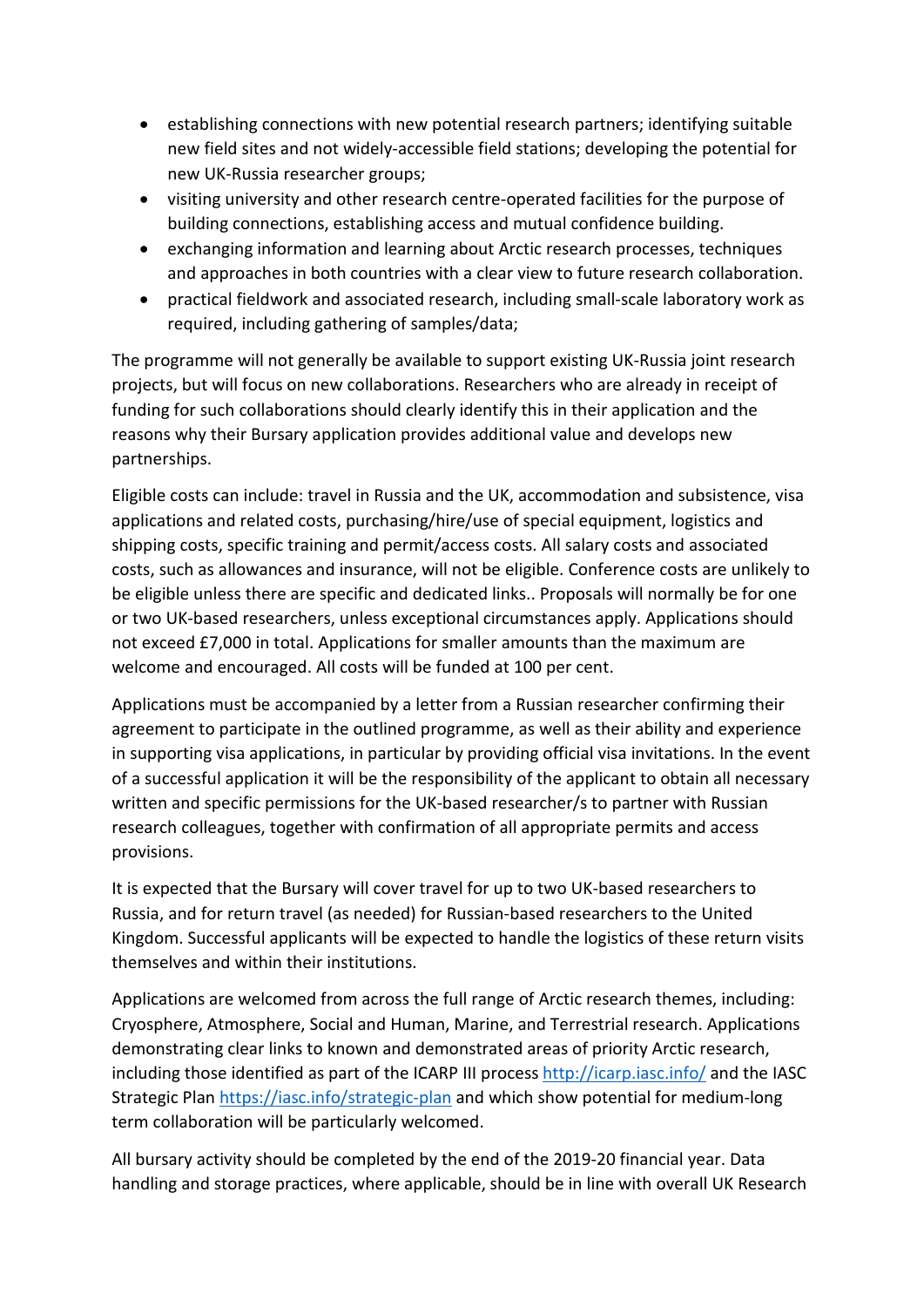- establishing connections with new potential research partners; identifying suitable new field sites and not widely-accessible field stations; developing the potential for new UK-Russia researcher groups;
- visiting university and other research centre-operated facilities for the purpose of building connections, establishing access and mutual confidence building.
- exchanging information and learning about Arctic research processes, techniques and approaches in both countries with a clear view to future research collaboration.
- practical fieldwork and associated research, including small-scale laboratory work as required, including gathering of samples/data;

The programme will not generally be available to support existing UK-Russia joint research projects, but will focus on new collaborations. Researchers who are already in receipt of funding for such collaborations should clearly identify this in their application and the reasons why their Bursary application provides additional value and develops new partnerships.

Eligible costs can include: travel in Russia and the UK, accommodation and subsistence, visa applications and related costs, purchasing/hire/use of special equipment, logistics and shipping costs, specific training and permit/access costs. All salary costs and associated costs, such as allowances and insurance, will not be eligible. Conference costs are unlikely to be eligible unless there are specific and dedicated links.. Proposals will normally be for one or two UK-based researchers, unless exceptional circumstances apply. Applications should not exceed £7,000 in total. Applications for smaller amounts than the maximum are welcome and encouraged. All costs will be funded at 100 per cent.

Applications must be accompanied by a letter from a Russian researcher confirming their agreement to participate in the outlined programme, as well as their ability and experience in supporting visa applications, in particular by providing official visa invitations. In the event of a successful application it will be the responsibility of the applicant to obtain all necessary written and specific permissions for the UK-based researcher/s to partner with Russian research colleagues, together with confirmation of all appropriate permits and access provisions.

It is expected that the Bursary will cover travel for up to two UK-based researchers to Russia, and for return travel (as needed) for Russian-based researchers to the United Kingdom. Successful applicants will be expected to handle the logistics of these return visits themselves and within their institutions.

Applications are welcomed from across the full range of Arctic research themes, including: Cryosphere, Atmosphere, Social and Human, Marine, and Terrestrial research. Applications demonstrating clear links to known and demonstrated areas of priority Arctic research, including those identified as part of the ICARP III process http://icarp.iasc.info/ and the IASC Strategic Plan https://iasc.info/strategic-plan and which show potential for medium-long term collaboration will be particularly welcomed.

All bursary activity should be completed by the end of the 2019-20 financial year. Data handling and storage practices, where applicable, should be in line with overall UK Research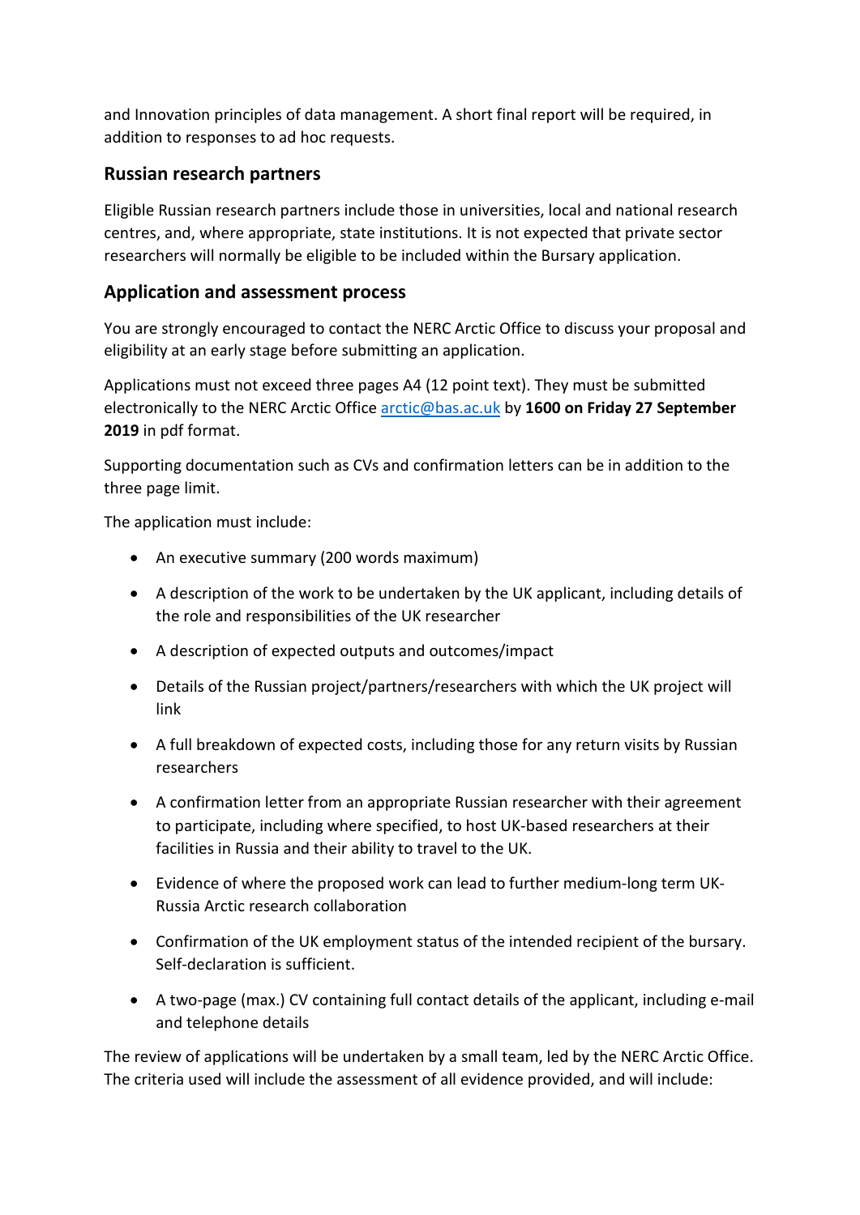and Innovation principles of data management. A short final report will be required, in addition to responses to ad hoc requests.

## Russian research partners

Eligible Russian research partners include those in universities, local and national research centres, and, where appropriate, state institutions. It is not expected that private sector researchers will normally be eligible to be included within the Bursary application.

## Application and assessment process

You are strongly encouraged to contact the NERC Arctic Office to discuss your proposal and eligibility at an early stage before submitting an application.

Applications must not exceed three pages A4 (12 point text). They must be submitted electronically to the NERC Arctic Office arctic@bas.ac.uk by **1600 on Friday 27 September 2019** in pdf format.

Supporting documentation such as CVs and confirmation letters can be in addition to the three page limit.

The application must include:

- An executive summary (200 words maximum)
- A description of the work to be undertaken by the UK applicant, including details of the role and responsibilities of the UK researcher
- A description of expected outputs and outcomes/impact
- Details of the Russian project/partners/researchers with which the UK project will link
- A full breakdown of expected costs, including those for any return visits by Russian researchers
- A confirmation letter from an appropriate Russian researcher with their agreement to participate, including where specified, to host UK-based researchers at their facilities in Russia and their ability to travel to the UK.
- Evidence of where the proposed work can lead to further medium-long term UK-Russia Arctic research collaboration
- Confirmation of the UK employment status of the intended recipient of the bursary. Self-declaration is sufficient.
- A two-page (max.) CV containing full contact details of the applicant, including e-mail and telephone details

The review of applications will be undertaken by a small team, led by the NERC Arctic Office. The criteria used will include the assessment of all evidence provided, and will include: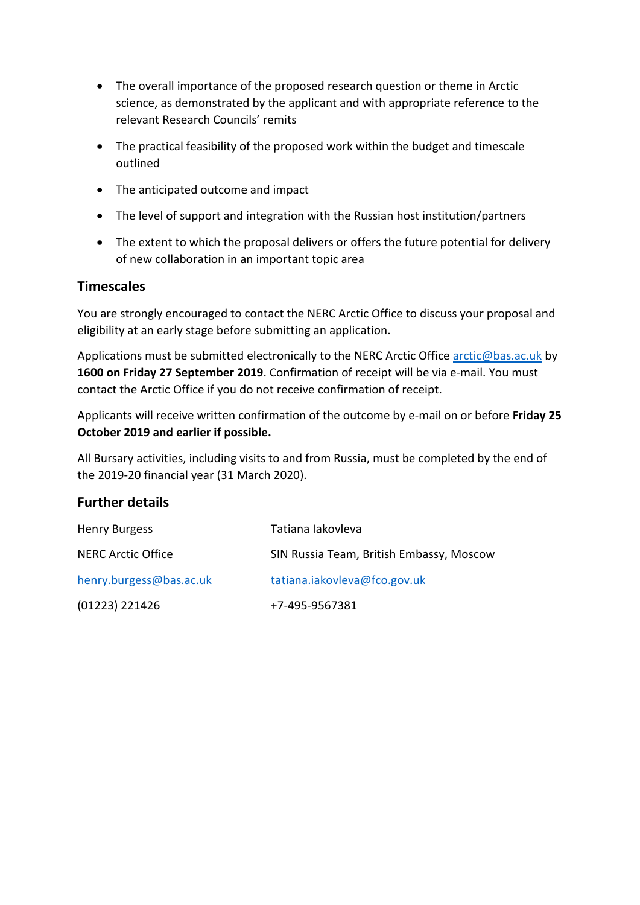- The overall importance of the proposed research question or theme in Arctic science, as demonstrated by the applicant and with appropriate reference to the relevant Research Councils' remits
- The practical feasibility of the proposed work within the budget and timescale outlined
- The anticipated outcome and impact
- The level of support and integration with the Russian host institution/partners
- The extent to which the proposal delivers or offers the future potential for delivery of new collaboration in an important topic area

## Timescales

You are strongly encouraged to contact the NERC Arctic Office to discuss your proposal and eligibility at an early stage before submitting an application.

Applications must be submitted electronically to the NERC Arctic Office arctic@bas.ac.uk by **1600 on Friday 27 September 2019**. Confirmation of receipt will be via e-mail. You must contact the Arctic Office if you do not receive confirmation of receipt.

Applicants will receive written confirmation of the outcome by e-mail on or before **Friday 25 October 2019 and earlier if possible.**

All Bursary activities, including visits to and from Russia, must be completed by the end of the 2019-20 financial year (31 March 2020).

## Further details

| | |
|---|---|
| Henry Burgess | Tatiana Iakovleva |
| NERC Arctic Office | SIN Russia Team, British Embassy, Moscow |
| henry.burgess@bas.ac.uk | tatiana.iakovleva@fco.gov.uk |
| (01223) 221426 | +7-495-9567381 |